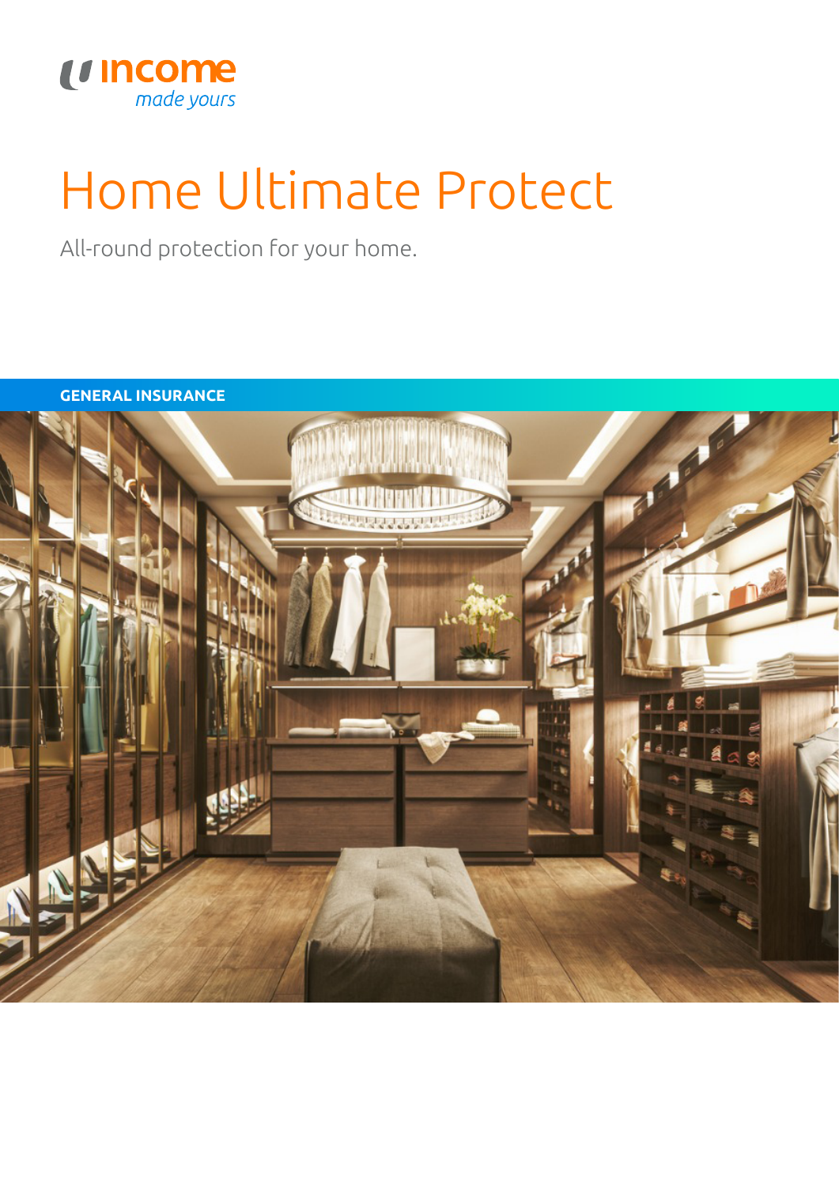income
*made yours*

# Home Ultimate Protect

All-round protection for your home.

**GENERAL INSURANCE**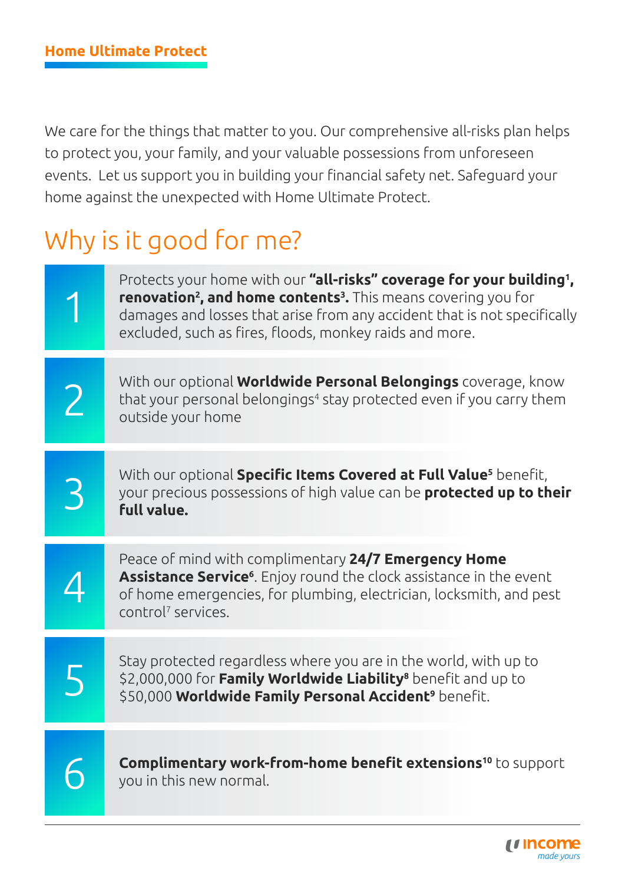## Home Ultimate Protect

We care for the things that matter to you. Our comprehensive all-risks plan helps to protect you, your family, and your valuable possessions from unforeseen events. Let us support you in building your financial safety net. Safeguard your home against the unexpected with Home Ultimate Protect.

# Why is it good for me?

1. Protects your home with our **"all-risks" coverage for your building[1], renovation[2], and home contents[3].** This means covering you for damages and losses that arise from any accident that is not specifically excluded, such as fires, floods, monkey raids and more.

2. With our optional **Worldwide Personal Belongings** coverage, know that your personal belongings[4] stay protected even if you carry them outside your home

3. With our optional **Specific Items Covered at Full Value[5]** benefit, your precious possessions of high value can be **protected up to their full value.**

4. Peace of mind with complimentary **24/7 Emergency Home Assistance Service[6]**. Enjoy round the clock assistance in the event of home emergencies, for plumbing, electrician, locksmith, and pest control[7] services.

5. Stay protected regardless where you are in the world, with up to $2,000,000 for **Family Worldwide Liability[8]** benefit and up to $50,000 **Worldwide Family Personal Accident[9]** benefit.

6. **Complimentary work-from-home benefit extensions[10]** to support you in this new normal.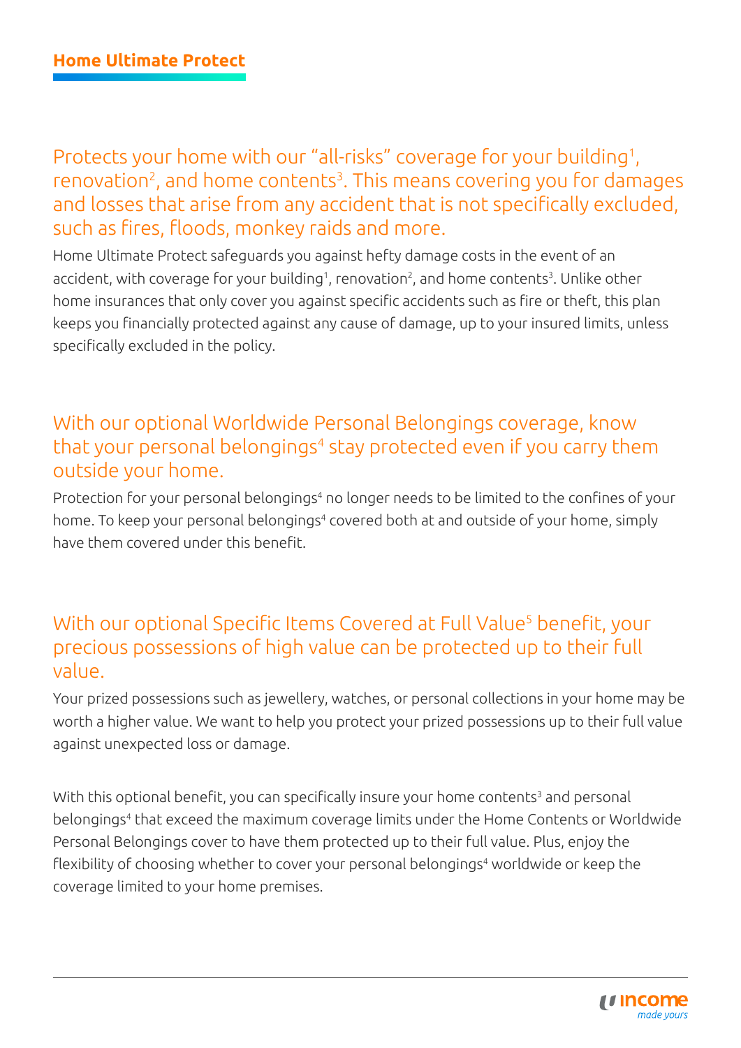# Home Ultimate Protect

## Protects your home with our "all-risks" coverage for your building[1], renovation[2], and home contents[3]. This means covering you for damages and losses that arise from any accident that is not specifically excluded, such as fires, floods, monkey raids and more.

Home Ultimate Protect safeguards you against hefty damage costs in the event of an accident, with coverage for your building[1], renovation[2], and home contents[3]. Unlike other home insurances that only cover you against specific accidents such as fire or theft, this plan keeps you financially protected against any cause of damage, up to your insured limits, unless specifically excluded in the policy.

## With our optional Worldwide Personal Belongings coverage, know that your personal belongings[4] stay protected even if you carry them outside your home.

Protection for your personal belongings[4] no longer needs to be limited to the confines of your home. To keep your personal belongings[4] covered both at and outside of your home, simply have them covered under this benefit.

## With our optional Specific Items Covered at Full Value[5] benefit, your precious possessions of high value can be protected up to their full value.

Your prized possessions such as jewellery, watches, or personal collections in your home may be worth a higher value. We want to help you protect your prized possessions up to their full value against unexpected loss or damage.

With this optional benefit, you can specifically insure your home contents[3] and personal belongings[4] that exceed the maximum coverage limits under the Home Contents or Worldwide Personal Belongings cover to have them protected up to their full value. Plus, enjoy the flexibility of choosing whether to cover your personal belongings[4] worldwide or keep the coverage limited to your home premises.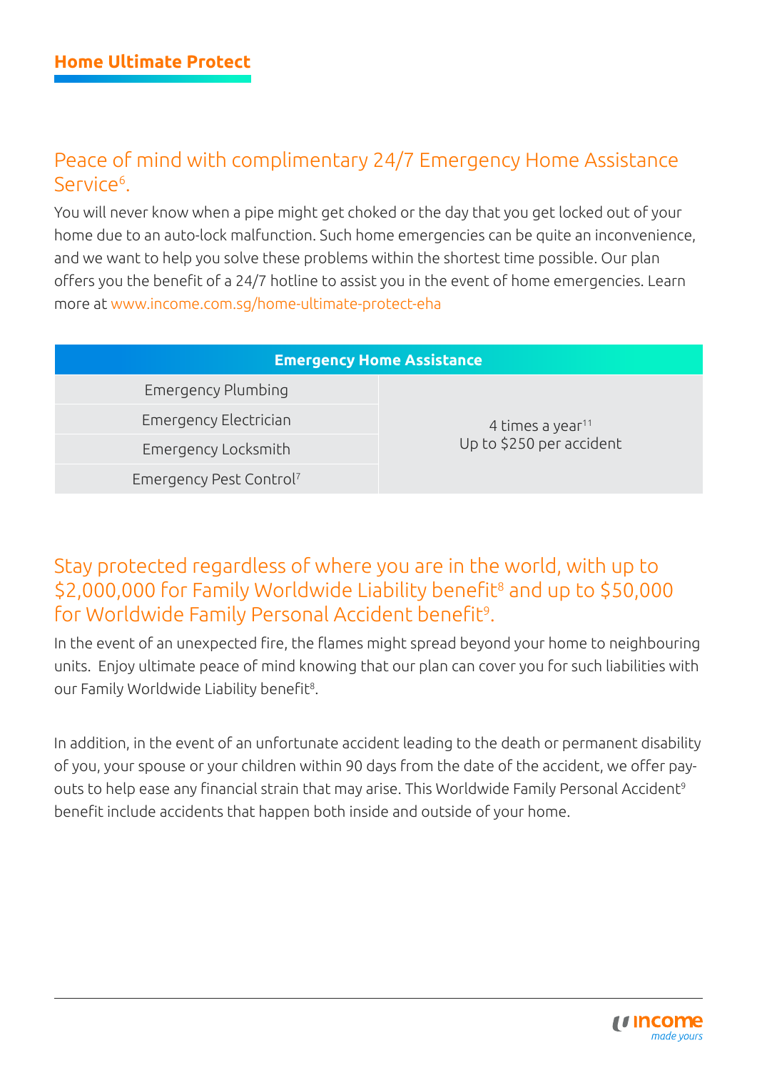## Peace of mind with complimentary 24/7 Emergency Home Assistance Service[6].

You will never know when a pipe might get choked or the day that you get locked out of your home due to an auto-lock malfunction. Such home emergencies can be quite an inconvenience, and we want to help you solve these problems within the shortest time possible. Our plan offers you the benefit of a 24/7 hotline to assist you in the event of home emergencies. Learn more at www.income.com.sg/home-ultimate-protect-eha

| Emergency Home Assistance | |
|---|---|
| Emergency Plumbing | 4 times a year[11]<br>Up to $250 per accident |
| Emergency Electrician | |
| Emergency Locksmith | |
| Emergency Pest Control[7] | |

## Stay protected regardless of where you are in the world, with up to $2,000,000 for Family Worldwide Liability benefit[8] and up to $50,000 for Worldwide Family Personal Accident benefit[9].

In the event of an unexpected fire, the flames might spread beyond your home to neighbouring units. Enjoy ultimate peace of mind knowing that our plan can cover you for such liabilities with our Family Worldwide Liability benefit[8].

In addition, in the event of an unfortunate accident leading to the death or permanent disability of you, your spouse or your children within 90 days from the date of the accident, we offer pay-outs to help ease any financial strain that may arise. This Worldwide Family Personal Accident[9] benefit include accidents that happen both inside and outside of your home.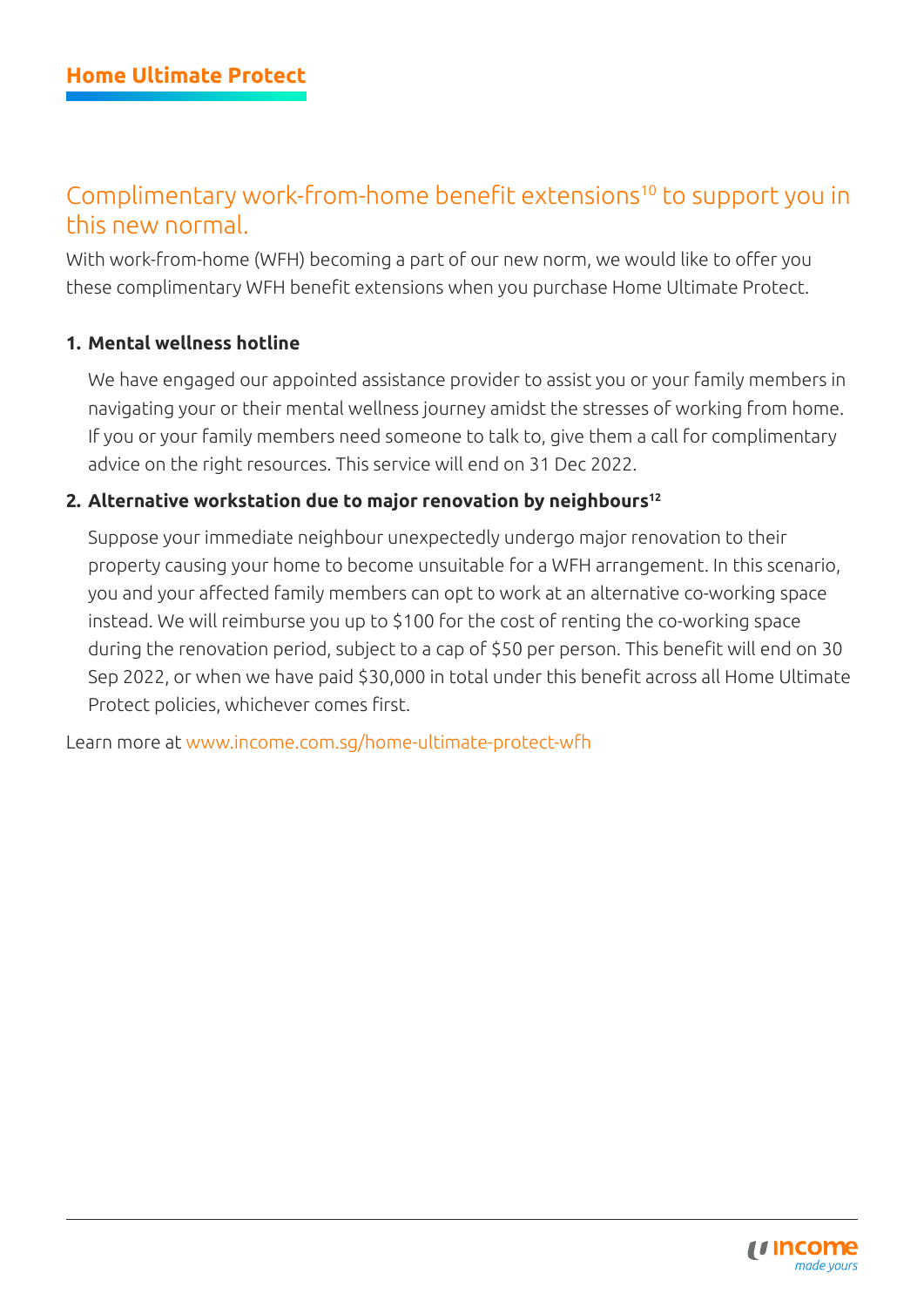# Home Ultimate Protect

## Complimentary work-from-home benefit extensions[10] to support you in this new normal.

With work-from-home (WFH) becoming a part of our new norm, we would like to offer you these complimentary WFH benefit extensions when you purchase Home Ultimate Protect.

1. **Mental wellness hotline**

   We have engaged our appointed assistance provider to assist you or your family members in navigating your or their mental wellness journey amidst the stresses of working from home. If you or your family members need someone to talk to, give them a call for complimentary advice on the right resources. This service will end on 31 Dec 2022.

2. **Alternative workstation due to major renovation by neighbours[12]**

   Suppose your immediate neighbour unexpectedly undergo major renovation to their property causing your home to become unsuitable for a WFH arrangement. In this scenario, you and your affected family members can opt to work at an alternative co-working space instead. We will reimburse you up to $100 for the cost of renting the co-working space during the renovation period, subject to a cap of $50 per person. This benefit will end on 30 Sep 2022, or when we have paid $30,000 in total under this benefit across all Home Ultimate Protect policies, whichever comes first.

Learn more at www.income.com.sg/home-ultimate-protect-wfh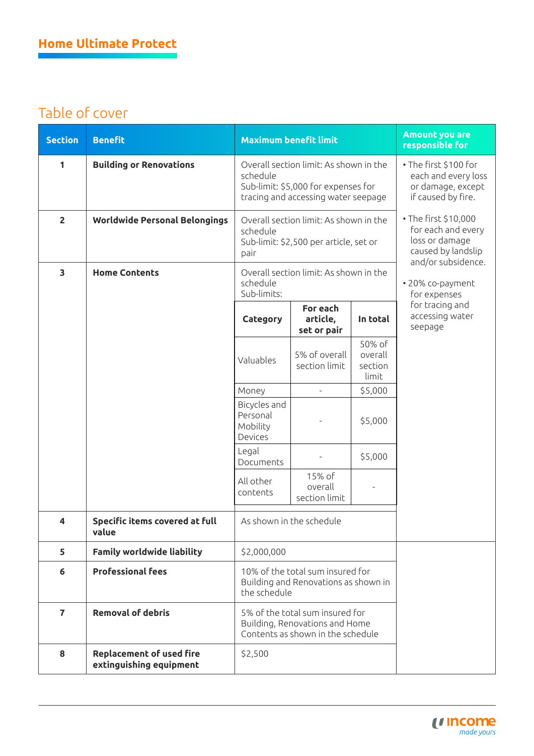# Home Ultimate Protect

## Table of cover

| Section | Benefit | Maximum benefit limit | Amount you are responsible for |
|---|---|---|---|
| 1 | **Building or Renovations** | Overall section limit: As shown in the schedule<br>Sub-limit: $5,000 for expenses for tracing and accessing water seepage | • The first $100 for each and every loss or damage, except if caused by fire.<br>• The first $10,000 for each and every loss or damage caused by landslip and/or subsidence.<br>• 20% co-payment for expenses for tracing and accessing water seepage |
| 2 | **Worldwide Personal Belongings** | Overall section limit: As shown in the schedule<br>Sub-limit: $2,500 per article, set or pair | |
| 3 | **Home Contents** | Overall section limit: As shown in the schedule<br>Sub-limits:<br>**Category** / **For each article, set or pair** / **In total**<br>Valuables / 5% of overall section limit / 50% of overall section limit<br>Money / - / $5,000<br>Bicycles and Personal Mobility Devices / - / $5,000<br>Legal Documents / - / $5,000<br>All other contents / 15% of overall section limit / - | |
| 4 | **Specific items covered at full value** | As shown in the schedule | |
| 5 | **Family worldwide liability** | $2,000,000 | |
| 6 | **Professional fees** | 10% of the total sum insured for Building and Renovations as shown in the schedule | |
| 7 | **Removal of debris** | 5% of the total sum insured for Building, Renovations and Home Contents as shown in the schedule | |
| 8 | **Replacement of used fire extinguishing equipment** | $2,500 | |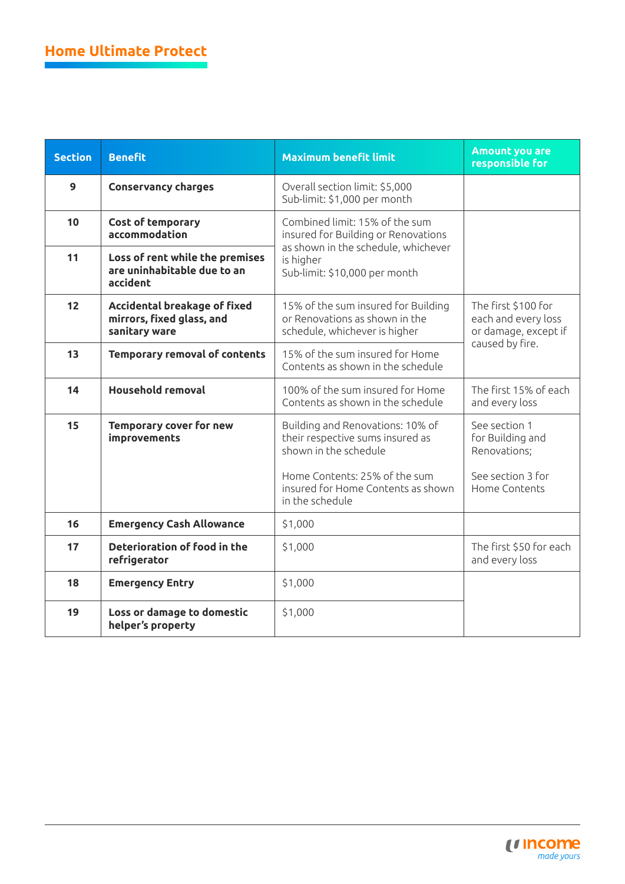## Home Ultimate Protect

| Section | Benefit | Maximum benefit limit | Amount you are responsible for |
|---|---|---|---|
| 9 | **Conservancy charges** | Overall section limit: $5,000<br>Sub-limit: $1,000 per month | |
| 10 | **Cost of temporary accommodation** | Combined limit: 15% of the sum insured for Building or Renovations as shown in the schedule, whichever is higher<br>Sub-limit: $10,000 per month | |
| 11 | **Loss of rent while the premises are uninhabitable due to an accident** | | |
| 12 | **Accidental breakage of fixed mirrors, fixed glass, and sanitary ware** | 15% of the sum insured for Building or Renovations as shown in the schedule, whichever is higher | The first $100 for each and every loss or damage, except if caused by fire. |
| 13 | **Temporary removal of contents** | 15% of the sum insured for Home Contents as shown in the schedule | |
| 14 | **Household removal** | 100% of the sum insured for Home Contents as shown in the schedule | The first 15% of each and every loss |
| 15 | **Temporary cover for new improvements** | Building and Renovations: 10% of their respective sums insured as shown in the schedule<br><br>Home Contents: 25% of the sum insured for Home Contents as shown in the schedule | See section 1 for Building and Renovations;<br><br>See section 3 for Home Contents |
| 16 | **Emergency Cash Allowance** | $1,000 | |
| 17 | **Deterioration of food in the refrigerator** | $1,000 | The first $50 for each and every loss |
| 18 | **Emergency Entry** | $1,000 | |
| 19 | **Loss or damage to domestic helper's property** | $1,000 | |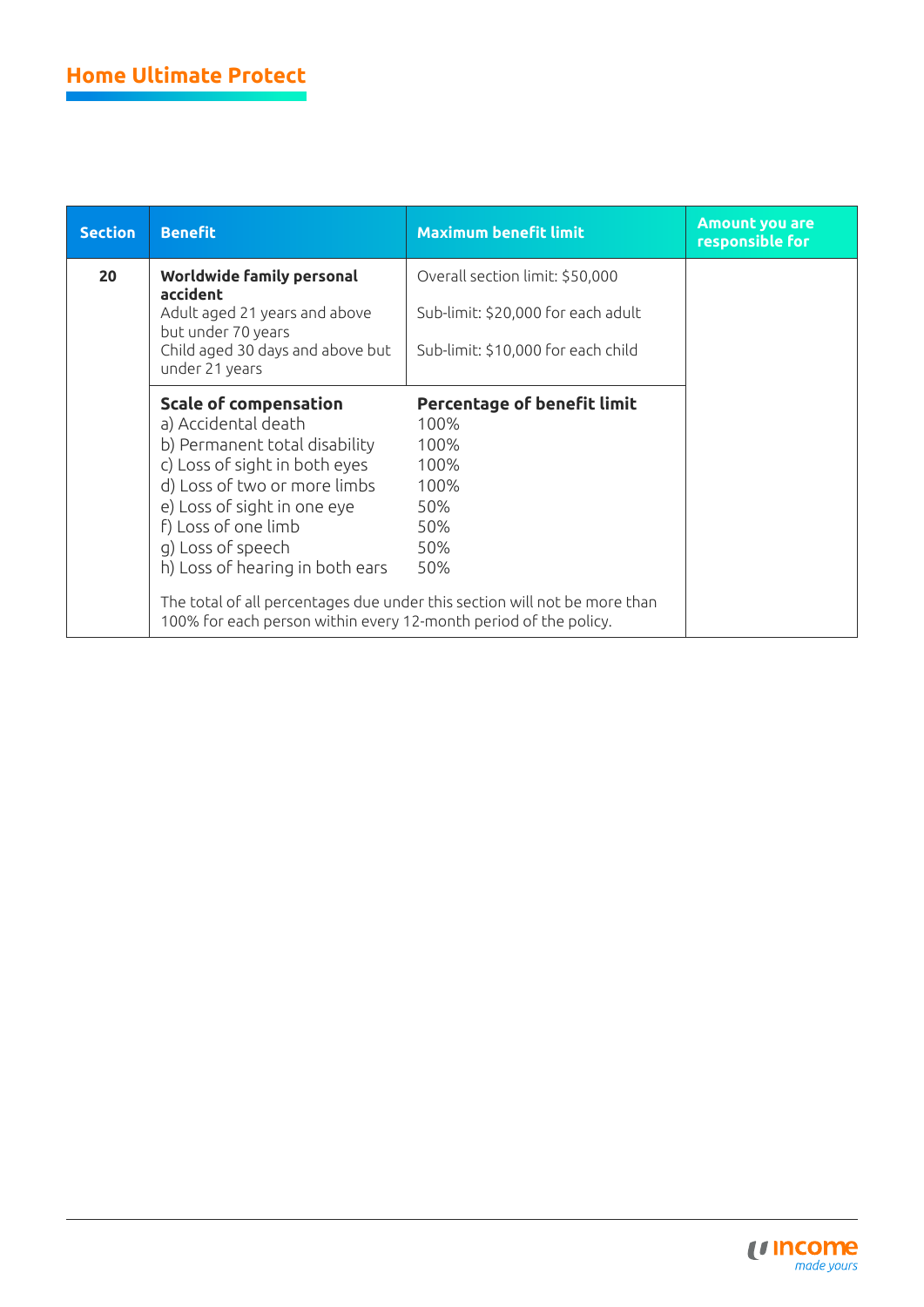## Home Ultimate Protect

| Section | Benefit | Maximum benefit limit | Amount you are responsible for |
| --- | --- | --- | --- |
| 20 | **Worldwide family personal accident**<br>Adult aged 21 years and above but under 70 years<br>Child aged 30 days and above but under 21 years | Overall section limit: $50,000<br><br>Sub-limit: $20,000 for each adult<br><br>Sub-limit: $10,000 for each child | |
| | **Scale of compensation**<br>a) Accidental death<br>b) Permanent total disability<br>c) Loss of sight in both eyes<br>d) Loss of two or more limbs<br>e) Loss of sight in one eye<br>f) Loss of one limb<br>g) Loss of speech<br>h) Loss of hearing in both ears<br><br>The total of all percentages due under this section will not be more than 100% for each person within every 12-month period of the policy. | **Percentage of benefit limit**<br>100%<br>100%<br>100%<br>100%<br>50%<br>50%<br>50%<br>50% | |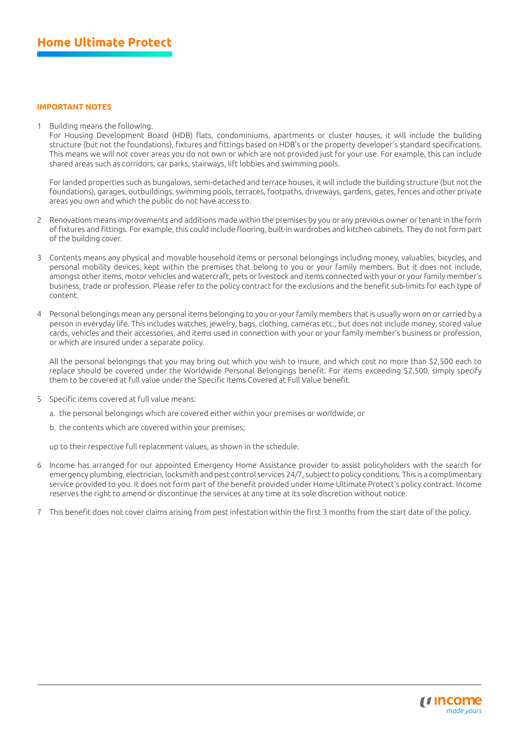# Home Ultimate Protect

### IMPORTANT NOTES

1. Building means the following.
   For Housing Development Board (HDB) flats, condominiums, apartments or cluster houses, it will include the building structure (but not the foundations), fixtures and fittings based on HDB's or the property developer's standard specifications. This means we will not cover areas you do not own or which are not provided just for your use. For example, this can include shared areas such as corridors, car parks, stairways, lift lobbies and swimming pools.

   For landed properties such as bungalows, semi-detached and terrace houses, it will include the building structure (but not the foundations), garages, outbuildings, swimming pools, terraces, footpaths, driveways, gardens, gates, fences and other private areas you own and which the public do not have access to.

2. Renovations means improvements and additions made within the premises by you or any previous owner or tenant in the form of fixtures and fittings. For example, this could include flooring, built-in wardrobes and kitchen cabinets. They do not form part of the building cover.

3. Contents means any physical and movable household items or personal belongings including money, valuables, bicycles, and personal mobility devices, kept within the premises that belong to you or your family members. But it does not include, amongst other items, motor vehicles and watercraft, pets or livestock and items connected with your or your family member's business, trade or profession. Please refer to the policy contract for the exclusions and the benefit sub-limits for each type of content.

4. Personal belongings mean any personal items belonging to you or your family members that is usually worn on or carried by a person in everyday life. This includes watches, jewelry, bags, clothing, cameras etc., but does not include money, stored value cards, vehicles and their accessories, and items used in connection with your or your family member's business or profession, or which are insured under a separate policy.

   All the personal belongings that you may bring out which you wish to insure, and which cost no more than $2,500 each to replace should be covered under the Worldwide Personal Belongings benefit. For items exceeding $2,500, simply specify them to be covered at full value under the Specific Items Covered at Full Value benefit.

5. Specific items covered at full value means:

   a. the personal belongings which are covered either within your premises or worldwide; or

   b. the contents which are covered within your premises;

   up to their respective full replacement values, as shown in the schedule.

6. Income has arranged for our appointed Emergency Home Assistance provider to assist policyholders with the search for emergency plumbing, electrician, locksmith and pest control services 24/7, subject to policy conditions. This is a complimentary service provided to you. It does not form part of the benefit provided under Home Ultimate Protect's policy contract. Income reserves the right to amend or discontinue the services at any time at its sole discretion without notice.

7. This benefit does not cover claims arising from pest infestation within the first 3 months from the start date of the policy.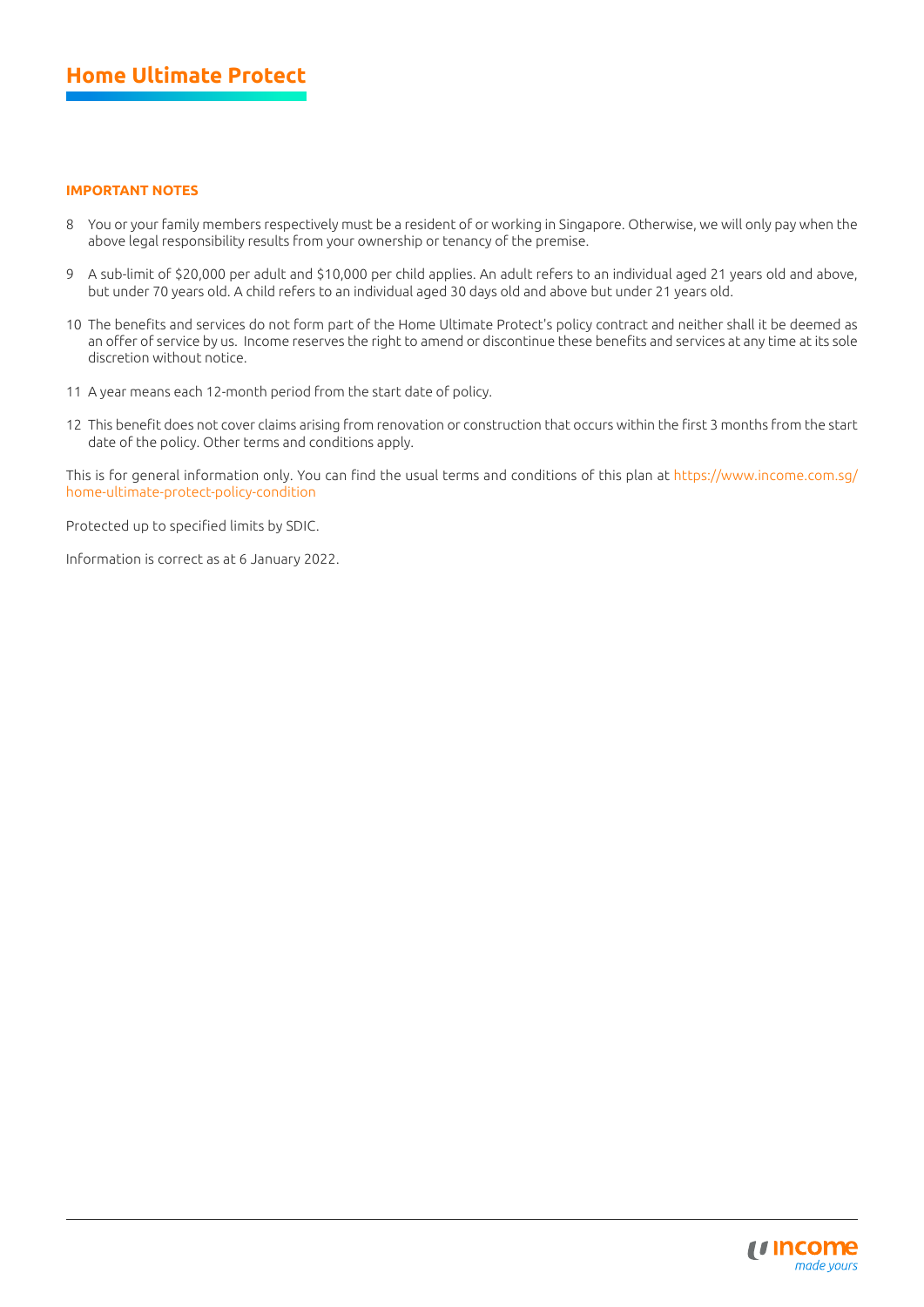**IMPORTANT NOTES**

8 You or your family members respectively must be a resident of or working in Singapore. Otherwise, we will only pay when the above legal responsibility results from your ownership or tenancy of the premise.

9 A sub-limit of $20,000 per adult and $10,000 per child applies. An adult refers to an individual aged 21 years old and above, but under 70 years old. A child refers to an individual aged 30 days old and above but under 21 years old.

10 The benefits and services do not form part of the Home Ultimate Protect's policy contract and neither shall it be deemed as an offer of service by us. Income reserves the right to amend or discontinue these benefits and services at any time at its sole discretion without notice.

11 A year means each 12-month period from the start date of policy.

12 This benefit does not cover claims arising from renovation or construction that occurs within the first 3 months from the start date of the policy. Other terms and conditions apply.

This is for general information only. You can find the usual terms and conditions of this plan at https://www.income.com.sg/home-ultimate-protect-policy-condition

Protected up to specified limits by SDIC.

Information is correct as at 6 January 2022.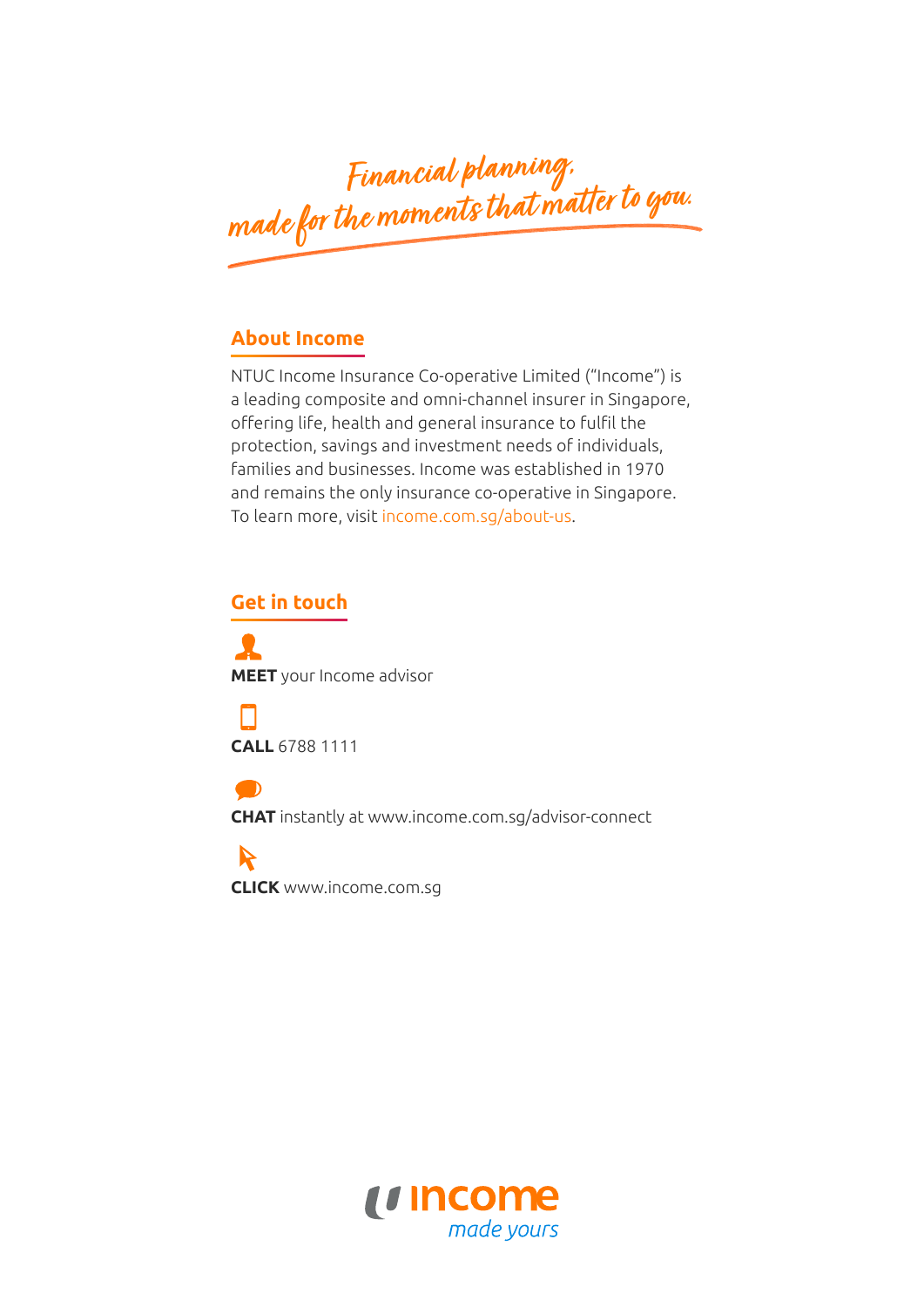*Financial planning, made for the moments that matter to you.*

## About Income

NTUC Income Insurance Co-operative Limited ("Income") is a leading composite and omni-channel insurer in Singapore, offering life, health and general insurance to fulfil the protection, savings and investment needs of individuals, families and businesses. Income was established in 1970 and remains the only insurance co-operative in Singapore. To learn more, visit income.com.sg/about-us.

## Get in touch

**MEET** your Income advisor

**CALL** 6788 1111

**CHAT** instantly at www.income.com.sg/advisor-connect

**CLICK** www.income.com.sg

income
*made yours*